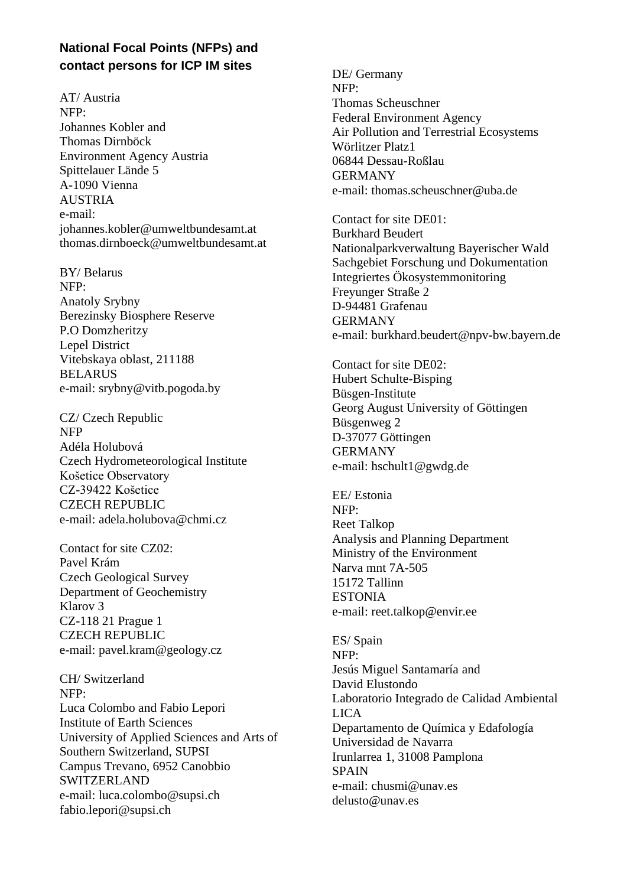## National Focal Points (NFPs) and contact persons for ICP IM sites

AT/ Austria
NFP:
Johannes Kobler and
Thomas Dirnböck
Environment Agency Austria
Spittelauer Lände 5
A-1090 Vienna
AUSTRIA
e-mail:
johannes.kobler@umweltbundesamt.at
thomas.dirnboeck@umweltbundesamt.at

BY/ Belarus
NFP:
Anatoly Srybny
Berezinsky Biosphere Reserve
P.O Domzheritzy
Lepel District
Vitebskaya oblast, 211188
BELARUS
e-mail: srybny@vitb.pogoda.by

CZ/ Czech Republic
NFP
Adéla Holubová
Czech Hydrometeorological Institute
Košetice Observatory
CZ-39422 Košetice
CZECH REPUBLIC
e-mail: adela.holubova@chmi.cz

Contact for site CZ02:
Pavel Krám
Czech Geological Survey
Department of Geochemistry
Klarov 3
CZ-118 21 Prague 1
CZECH REPUBLIC
e-mail: pavel.kram@geology.cz

CH/ Switzerland
NFP:
Luca Colombo and Fabio Lepori
Institute of Earth Sciences
University of Applied Sciences and Arts of Southern Switzerland, SUPSI
Campus Trevano, 6952 Canobbio
SWITZERLAND
e-mail: luca.colombo@supsi.ch
fabio.lepori@supsi.ch

DE/ Germany
NFP:
Thomas Scheuschner
Federal Environment Agency
Air Pollution and Terrestrial Ecosystems
Wörlitzer Platz1
06844 Dessau-Roßlau
GERMANY
e-mail: thomas.scheuschner@uba.de

Contact for site DE01:
Burkhard Beudert
Nationalparkverwaltung Bayerischer Wald
Sachgebiet Forschung und Dokumentation
Integriertes Ökosystemmonitoring
Freyunger Straße 2
D-94481 Grafenau
GERMANY
e-mail: burkhard.beudert@npv-bw.bayern.de

Contact for site DE02:
Hubert Schulte-Bisping
Büsgen-Institute
Georg August University of Göttingen
Büsgenweg 2
D-37077 Göttingen
GERMANY
e-mail: hschult1@gwdg.de

EE/ Estonia
NFP:
Reet Talkop
Analysis and Planning Department
Ministry of the Environment
Narva mnt 7A-505
15172 Tallinn
ESTONIA
e-mail: reet.talkop@envir.ee

ES/ Spain
NFP:
Jesús Miguel Santamaría and
David Elustondo
Laboratorio Integrado de Calidad Ambiental
LICA
Departamento de Química y Edafología
Universidad de Navarra
Irunlarrea 1, 31008 Pamplona
SPAIN
e-mail: chusmi@unav.es
delusto@unav.es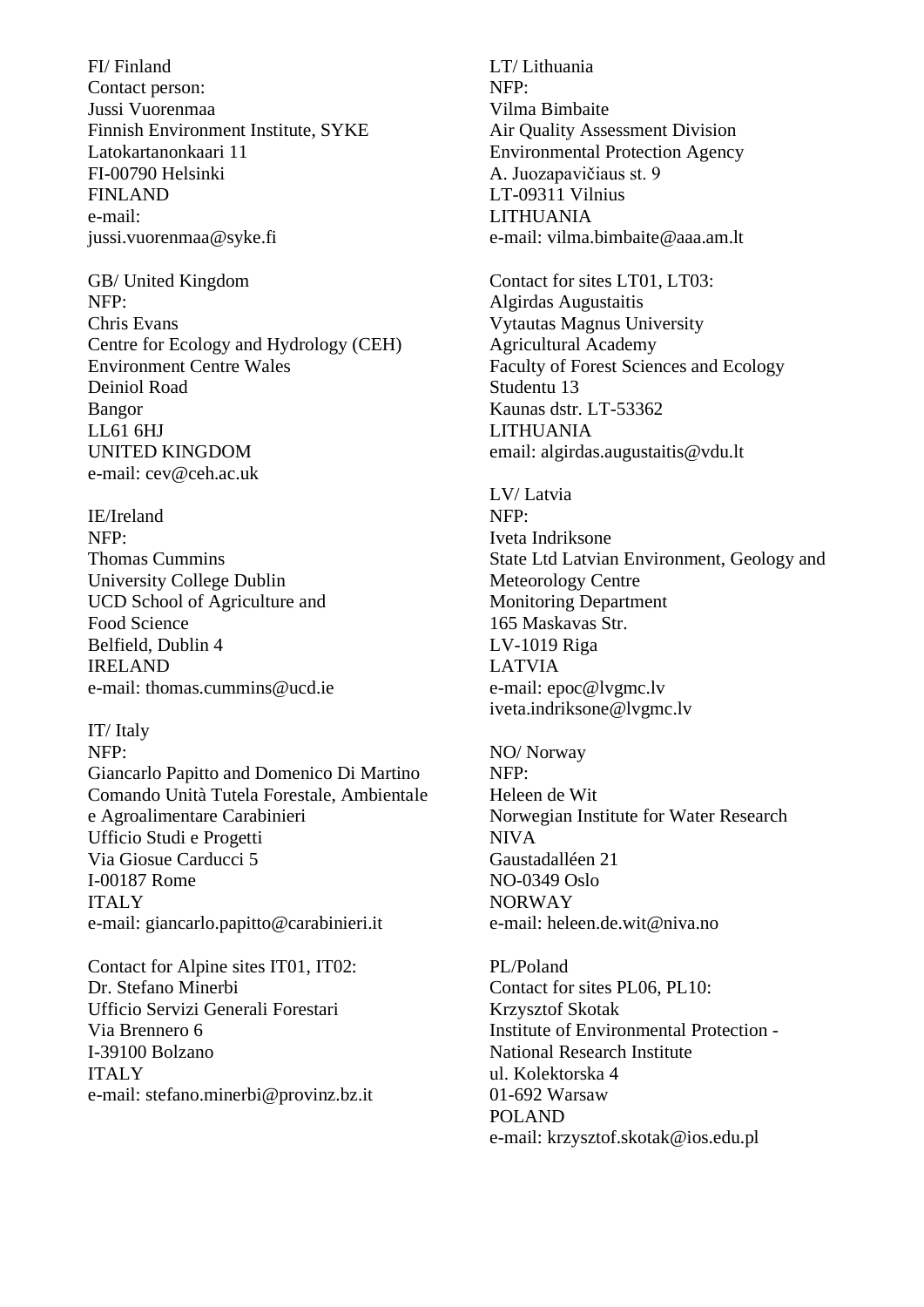FI/ Finland
Contact person:
Jussi Vuorenmaa
Finnish Environment Institute, SYKE
Latokartanonkaari 11
FI-00790 Helsinki
FINLAND
e-mail:
jussi.vuorenmaa@syke.fi

GB/ United Kingdom
NFP:
Chris Evans
Centre for Ecology and Hydrology (CEH)
Environment Centre Wales
Deiniol Road
Bangor
LL61 6HJ
UNITED KINGDOM
e-mail: cev@ceh.ac.uk

IE/Ireland
NFP:
Thomas Cummins
University College Dublin
UCD School of Agriculture and
Food Science
Belfield, Dublin 4
IRELAND
e-mail: thomas.cummins@ucd.ie

IT/ Italy
NFP:
Giancarlo Papitto and Domenico Di Martino
Comando Unità Tutela Forestale, Ambientale
e Agroalimentare Carabinieri
Ufficio Studi e Progetti
Via Giosue Carducci 5
I-00187 Rome
ITALY
e-mail: giancarlo.papitto@carabinieri.it

Contact for Alpine sites IT01, IT02:
Dr. Stefano Minerbi
Ufficio Servizi Generali Forestari
Via Brennero 6
I-39100 Bolzano
ITALY
e-mail: stefano.minerbi@provinz.bz.it

LT/ Lithuania
NFP:
Vilma Bimbaite
Air Quality Assessment Division
Environmental Protection Agency
A. Juozapavičiaus st. 9
LT-09311 Vilnius
LITHUANIA
e-mail: vilma.bimbaite@aaa.am.lt

Contact for sites LT01, LT03:
Algirdas Augustaitis
Vytautas Magnus University
Agricultural Academy
Faculty of Forest Sciences and Ecology
Studentu 13
Kaunas dstr. LT-53362
LITHUANIA
email: algirdas.augustaitis@vdu.lt

LV/ Latvia
NFP:
Iveta Indriksone
State Ltd Latvian Environment, Geology and
Meteorology Centre
Monitoring Department
165 Maskavas Str.
LV-1019 Riga
LATVIA
e-mail: epoc@lvgmc.lv
iveta.indriksone@lvgmc.lv

NO/ Norway
NFP:
Heleen de Wit
Norwegian Institute for Water Research
NIVA
Gaustadalléen 21
NO-0349 Oslo
NORWAY
e-mail: heleen.de.wit@niva.no

PL/Poland
Contact for sites PL06, PL10:
Krzysztof Skotak
Institute of Environmental Protection -
National Research Institute
ul. Kolektorska 4
01-692 Warsaw
POLAND
e-mail: krzysztof.skotak@ios.edu.pl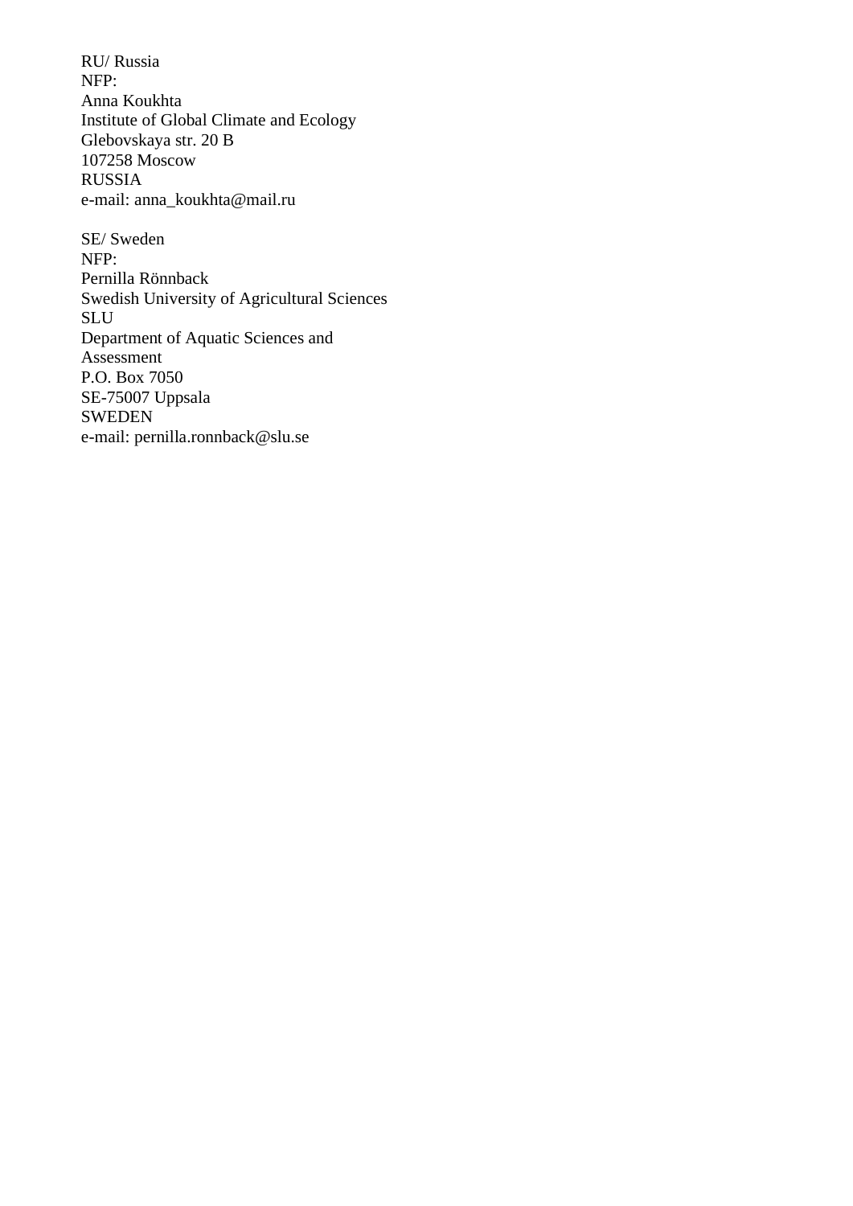RU/ Russia
NFP:
Anna Koukhta
Institute of Global Climate and Ecology
Glebovskaya str. 20 B
107258 Moscow
RUSSIA
e-mail: anna_koukhta@mail.ru

SE/ Sweden
NFP:
Pernilla Rönnback
Swedish University of Agricultural Sciences
SLU
Department of Aquatic Sciences and
Assessment
P.O. Box 7050
SE-75007 Uppsala
SWEDEN
e-mail: pernilla.ronnback@slu.se